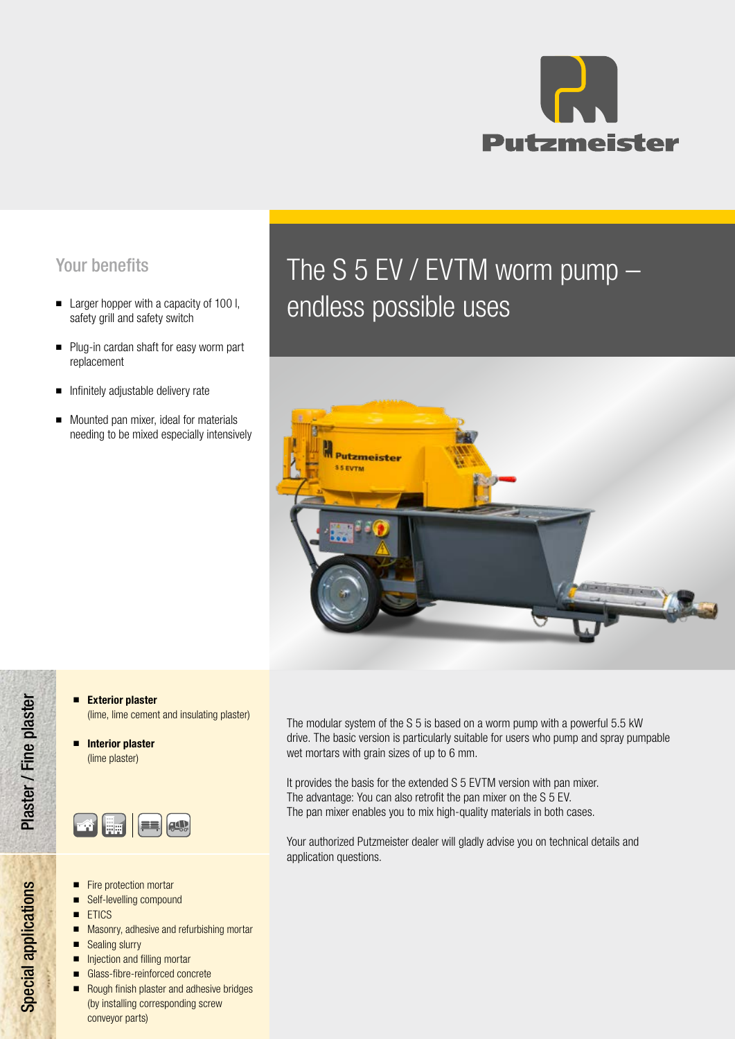Putzmeister

# The S 5 EV / EVTM worm pump – endless possible uses

## Your benefits

- Larger hopper with a capacity of 100 l, safety grill and safety switch
- Plug-in cardan shaft for easy worm part replacement
- Infinitely adjustable delivery rate
- Mounted pan mixer, ideal for materials needing to be mixed especially intensively

## Plaster / Fine plaster

- **Exterior plaster** (lime, lime cement and insulating plaster)
- **Interior plaster** (lime plaster)

## Special applications

- Fire protection mortar
- Self-levelling compound
- ETICS
- Masonry, adhesive and refurbishing mortar
- Sealing slurry
- Injection and filling mortar
- Glass-fibre-reinforced concrete
- Rough finish plaster and adhesive bridges (by installing corresponding screw conveyor parts)

The modular system of the S 5 is based on a worm pump with a powerful 5.5 kW drive. The basic version is particularly suitable for users who pump and spray pumpable wet mortars with grain sizes of up to 6 mm.

It provides the basis for the extended S 5 EVTM version with pan mixer. The advantage: You can also retrofit the pan mixer on the S 5 EV. The pan mixer enables you to mix high-quality materials in both cases.

Your authorized Putzmeister dealer will gladly advise you on technical details and application questions.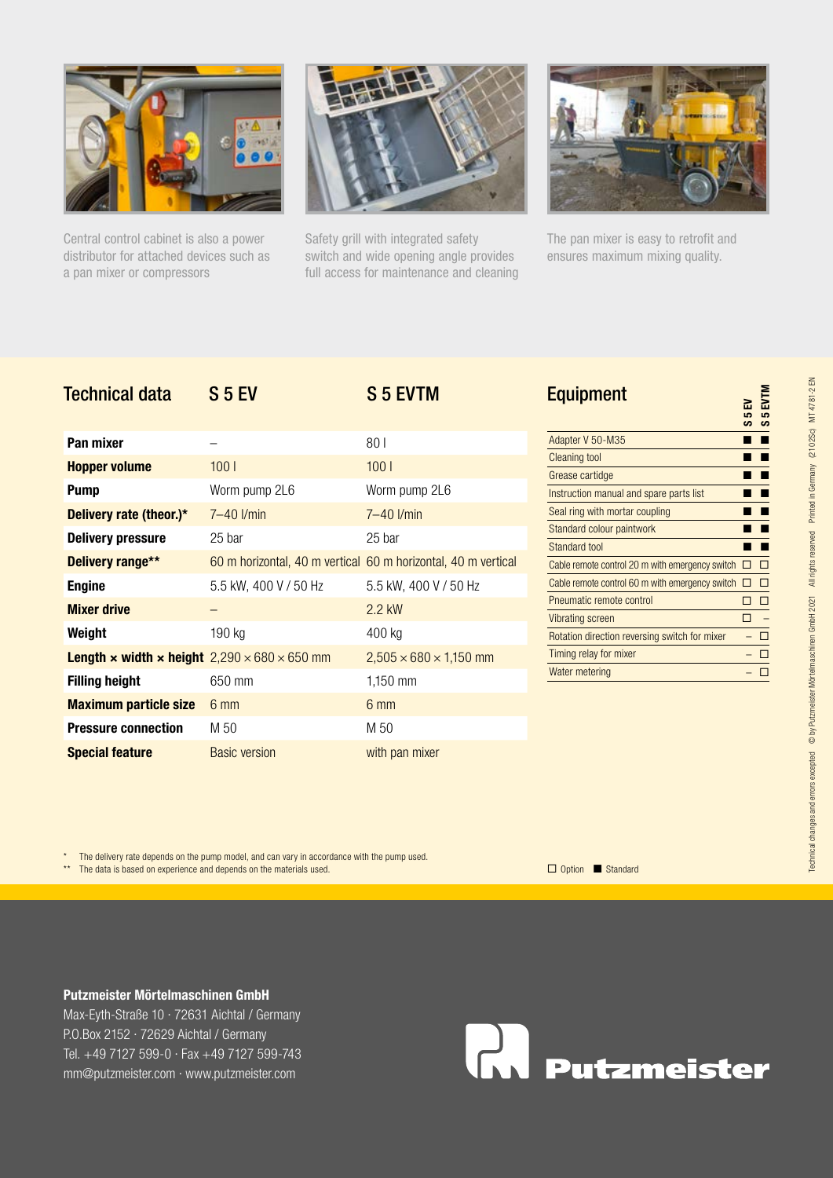Central control cabinet is also a power distributor for attached devices such as a pan mixer or compressors

Safety grill with integrated safety switch and wide opening angle provides full access for maintenance and cleaning

The pan mixer is easy to retrofit and ensures maximum mixing quality.

## Technical data

| Technical data | S 5 EV | S 5 EVTM |
|---|---|---|
| **Pan mixer** | – | 80 l |
| **Hopper volume** | 100 l | 100 l |
| **Pump** | Worm pump 2L6 | Worm pump 2L6 |
| **Delivery rate (theor.)*** | 7–40 l/min | 7–40 l/min |
| **Delivery pressure** | 25 bar | 25 bar |
| **Delivery range**** | 60 m horizontal, 40 m vertical | 60 m horizontal, 40 m vertical |
| **Engine** | 5.5 kW, 400 V / 50 Hz | 5.5 kW, 400 V / 50 Hz |
| **Mixer drive** | – | 2.2 kW |
| **Weight** | 190 kg | 400 kg |
| **Length × width × height** | 2,290 × 680 × 650 mm | 2,505 × 680 × 1,150 mm |
| **Filling height** | 650 mm | 1,150 mm |
| **Maximum particle size** | 6 mm | 6 mm |
| **Pressure connection** | M 50 | M 50 |
| **Special feature** | Basic version | with pan mixer |

## Equipment

| Equipment | S 5 EV | S 5 EVTM |
|---|---|---|
| Adapter V 50-M35 | ■ | ■ |
| Cleaning tool | ■ | ■ |
| Grease cartidge | ■ | ■ |
| Instruction manual and spare parts list | ■ | ■ |
| Seal ring with mortar coupling | ■ | ■ |
| Standard colour paintwork | ■ | ■ |
| Standard tool | ■ | ■ |
| Cable remote control 20 m with emergency switch | □ | □ |
| Cable remote control 60 m with emergency switch | □ | □ |
| Pneumatic remote control | □ | □ |
| Vibrating screen | □ | – |
| Rotation direction reversing switch for mixer | – | □ |
| Timing relay for mixer | – | □ |
| Water metering | – | □ |

□ Option ■ Standard

\* The delivery rate depends on the pump model, and can vary in accordance with the pump used.
\** The data is based on experience and depends on the materials used.

Technical changes and errors excepted © by Putzmeister Mörtelmaschinen GmbH 2021 All rights reserved Printed in Germany (21025cj) MT 4781-2 EN

**Putzmeister Mörtelmaschinen GmbH**
Max-Eyth-Straße 10 · 72631 Aichtal / Germany
P.O.Box 2152 · 72629 Aichtal / Germany
Tel. +49 7127 599-0 · Fax +49 7127 599-743
mm@putzmeister.com · www.putzmeister.com

Putzmeister